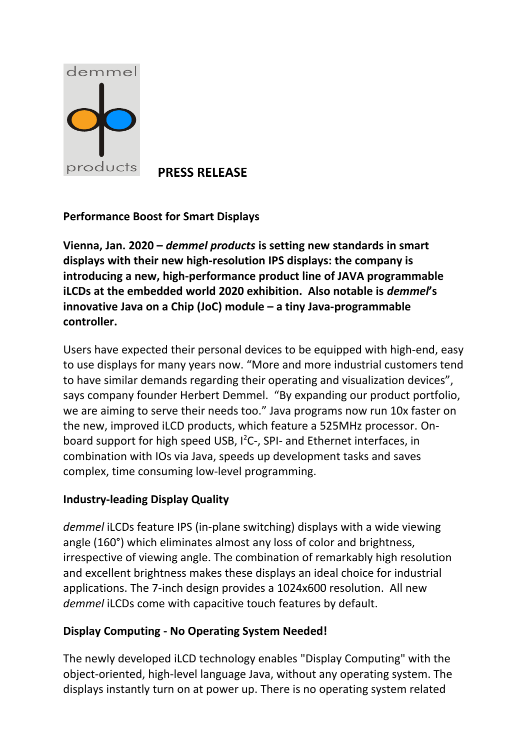demmel

products

**PRESS RELEASE**

**Performance Boost for Smart Displays**

**Vienna, Jan. 2020 – *demmel products* is setting new standards in smart displays with their new high-resolution IPS displays: the company is introducing a new, high-performance product line of JAVA programmable iLCDs at the embedded world 2020 exhibition. Also notable is *demmel*'s innovative Java on a Chip (JoC) module – a tiny Java-programmable controller.**

Users have expected their personal devices to be equipped with high-end, easy to use displays for many years now. “More and more industrial customers tend to have similar demands regarding their operating and visualization devices”, says company founder Herbert Demmel. “By expanding our product portfolio, we are aiming to serve their needs too.” Java programs now run 10x faster on the new, improved iLCD products, which feature a 525MHz processor. On-board support for high speed USB, I²C-, SPI- and Ethernet interfaces, in combination with IOs via Java, speeds up development tasks and saves complex, time consuming low-level programming.

**Industry-leading Display Quality**

*demmel* iLCDs feature IPS (in-plane switching) displays with a wide viewing angle (160°) which eliminates almost any loss of color and brightness, irrespective of viewing angle. The combination of remarkably high resolution and excellent brightness makes these displays an ideal choice for industrial applications. The 7-inch design provides a 1024x600 resolution. All new *demmel* iLCDs come with capacitive touch features by default.

**Display Computing - No Operating System Needed!**

The newly developed iLCD technology enables "Display Computing" with the object-oriented, high-level language Java, without any operating system. The displays instantly turn on at power up. There is no operating system related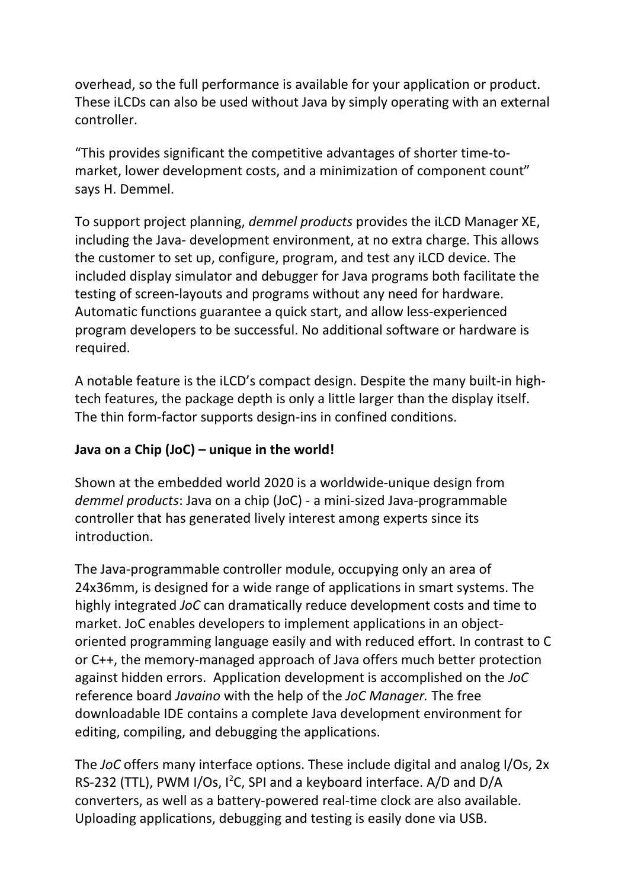overhead, so the full performance is available for your application or product. These iLCDs can also be used without Java by simply operating with an external controller.

“This provides significant the competitive advantages of shorter time-to-market, lower development costs, and a minimization of component count” says H. Demmel.

To support project planning, *demmel products* provides the iLCD Manager XE, including the Java- development environment, at no extra charge. This allows the customer to set up, configure, program, and test any iLCD device. The included display simulator and debugger for Java programs both facilitate the testing of screen-layouts and programs without any need for hardware. Automatic functions guarantee a quick start, and allow less-experienced program developers to be successful. No additional software or hardware is required.

A notable feature is the iLCD’s compact design. Despite the many built-in high-tech features, the package depth is only a little larger than the display itself. The thin form-factor supports design-ins in confined conditions.

**Java on a Chip (JoC) – unique in the world!**

Shown at the embedded world 2020 is a worldwide-unique design from *demmel products*: Java on a chip (JoC) - a mini-sized Java-programmable controller that has generated lively interest among experts since its introduction.

The Java-programmable controller module, occupying only an area of 24x36mm, is designed for a wide range of applications in smart systems. The highly integrated *JoC* can dramatically reduce development costs and time to market. JoC enables developers to implement applications in an object-oriented programming language easily and with reduced effort. In contrast to C or C++, the memory-managed approach of Java offers much better protection against hidden errors. Application development is accomplished on the *JoC* reference board *Javaino* with the help of the *JoC Manager.* The free downloadable IDE contains a complete Java development environment for editing, compiling, and debugging the applications.

The *JoC* offers many interface options. These include digital and analog I/Os, 2x RS-232 (TTL), PWM I/Os, $I^2C$, SPI and a keyboard interface. A/D and D/A converters, as well as a battery-powered real-time clock are also available. Uploading applications, debugging and testing is easily done via USB.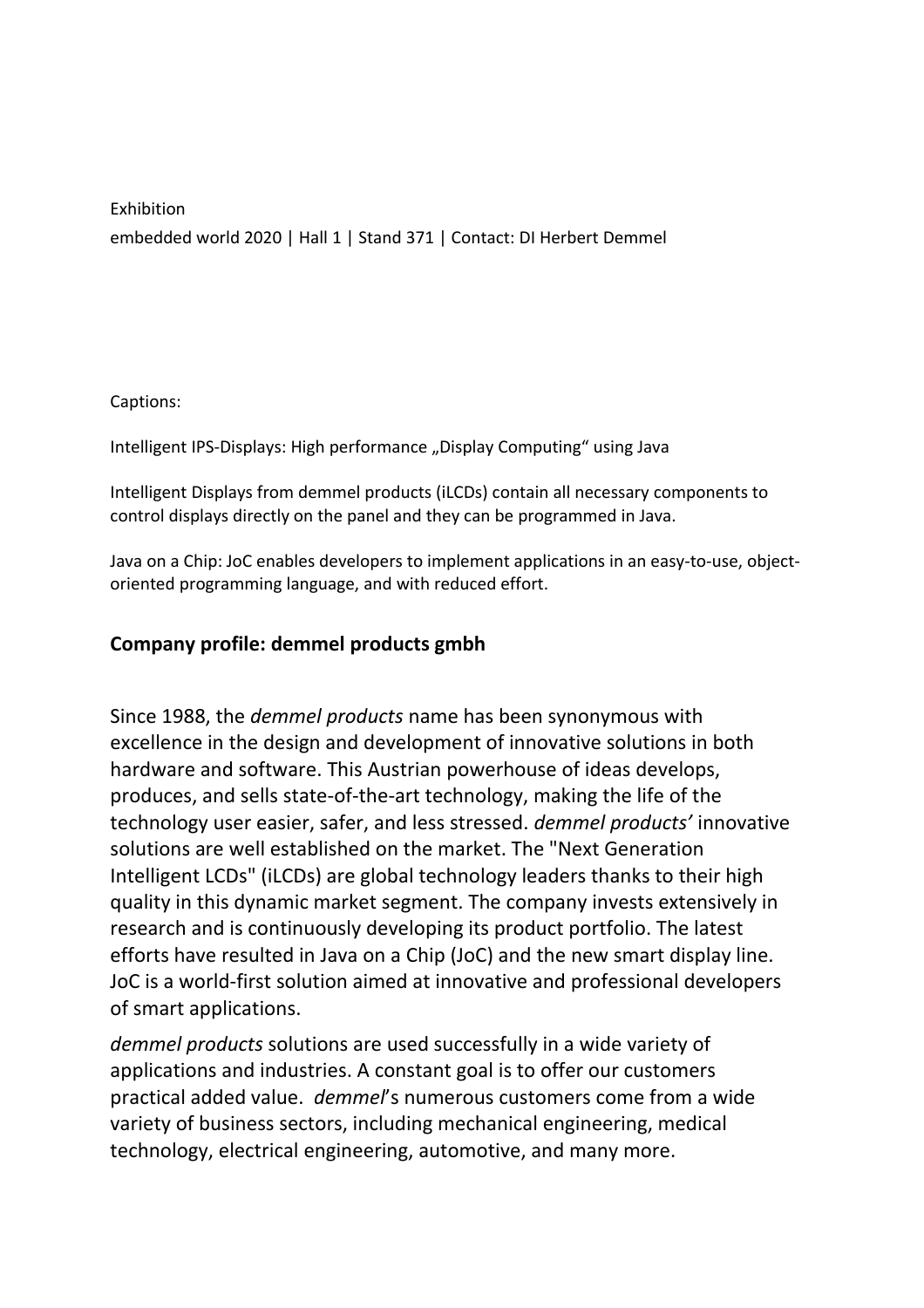Exhibition

embedded world 2020 | Hall 1 | Stand 371 | Contact: DI Herbert Demmel

Captions:

Intelligent IPS-Displays: High performance „Display Computing" using Java

Intelligent Displays from demmel products (iLCDs) contain all necessary components to control displays directly on the panel and they can be programmed in Java.

Java on a Chip: JoC enables developers to implement applications in an easy-to-use, object-oriented programming language, and with reduced effort.

## Company profile: demmel products gmbh

Since 1988, the *demmel products* name has been synonymous with excellence in the design and development of innovative solutions in both hardware and software. This Austrian powerhouse of ideas develops, produces, and sells state-of-the-art technology, making the life of the technology user easier, safer, and less stressed. *demmel products'* innovative solutions are well established on the market. The "Next Generation Intelligent LCDs" (iLCDs) are global technology leaders thanks to their high quality in this dynamic market segment. The company invests extensively in research and is continuously developing its product portfolio. The latest efforts have resulted in Java on a Chip (JoC) and the new smart display line. JoC is a world-first solution aimed at innovative and professional developers of smart applications.

*demmel products* solutions are used successfully in a wide variety of applications and industries. A constant goal is to offer our customers practical added value. *demmel*'s numerous customers come from a wide variety of business sectors, including mechanical engineering, medical technology, electrical engineering, automotive, and many more.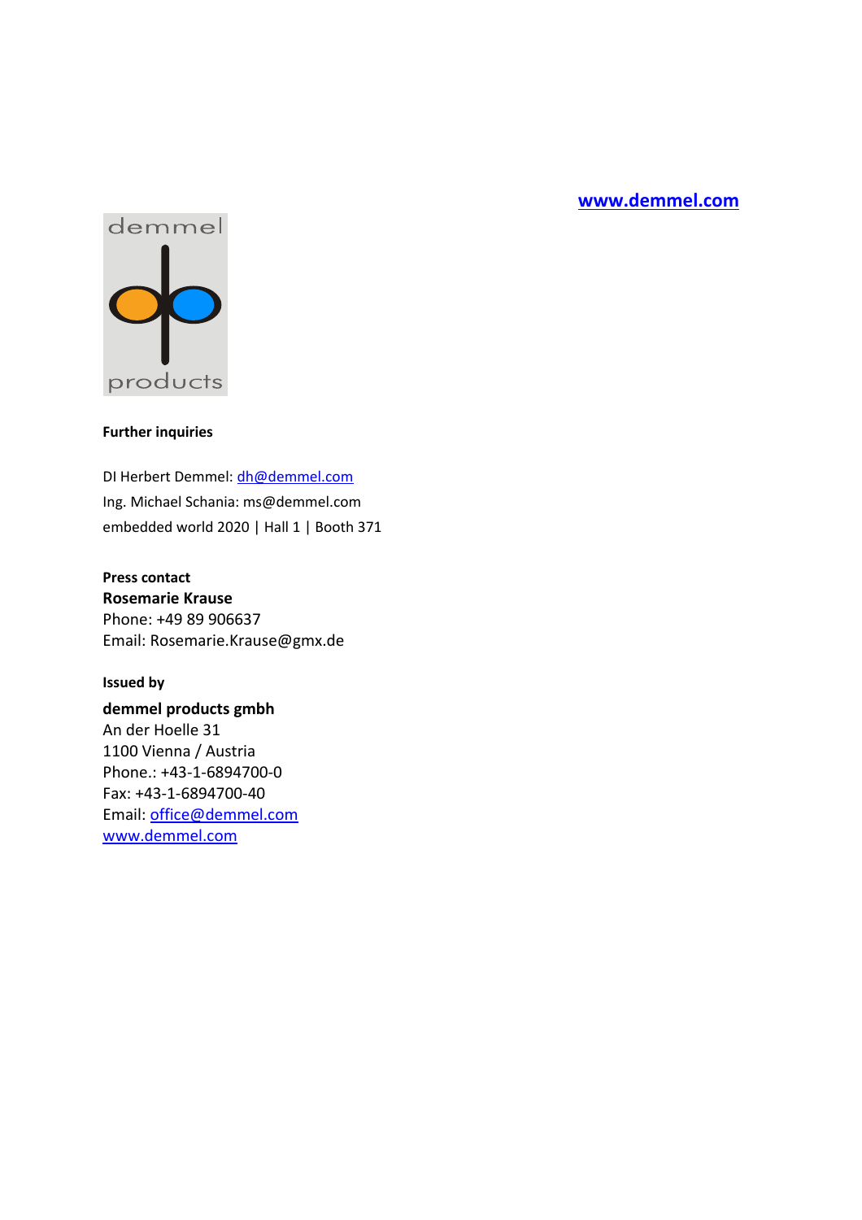**www.demmel.com**

**Further inquiries**

DI Herbert Demmel: dh@demmel.com
Ing. Michael Schania: ms@demmel.com
embedded world 2020 | Hall 1 | Booth 371

**Press contact**
**Rosemarie Krause**
Phone: +49 89 906637
Email: Rosemarie.Krause@gmx.de

**Issued by**

**demmel products gmbh**
An der Hoelle 31
1100 Vienna / Austria
Phone.: +43-1-6894700-0
Fax: +43-1-6894700-40
Email: office@demmel.com
www.demmel.com